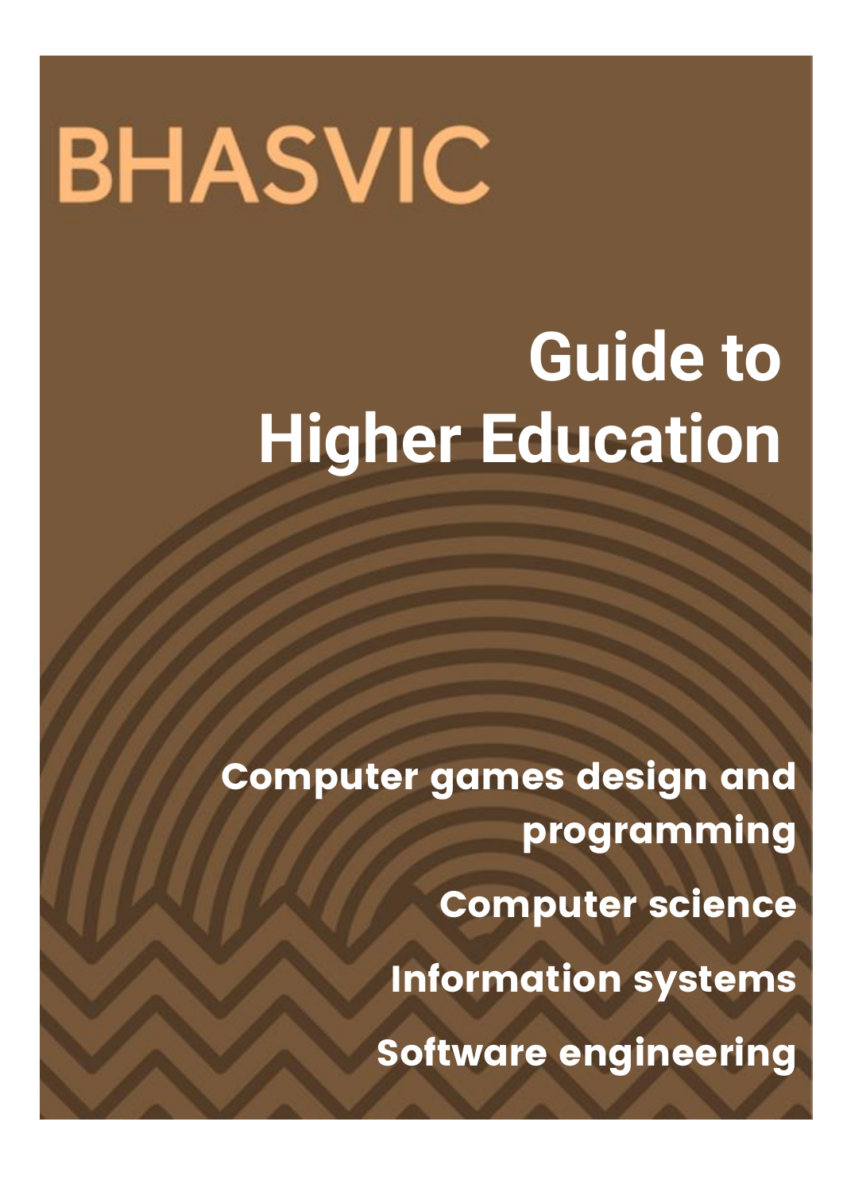BHASVIC

# Guide to Higher Education

**Computer games design and programming**

**Computer science**

**Information systems**

**Software engineering**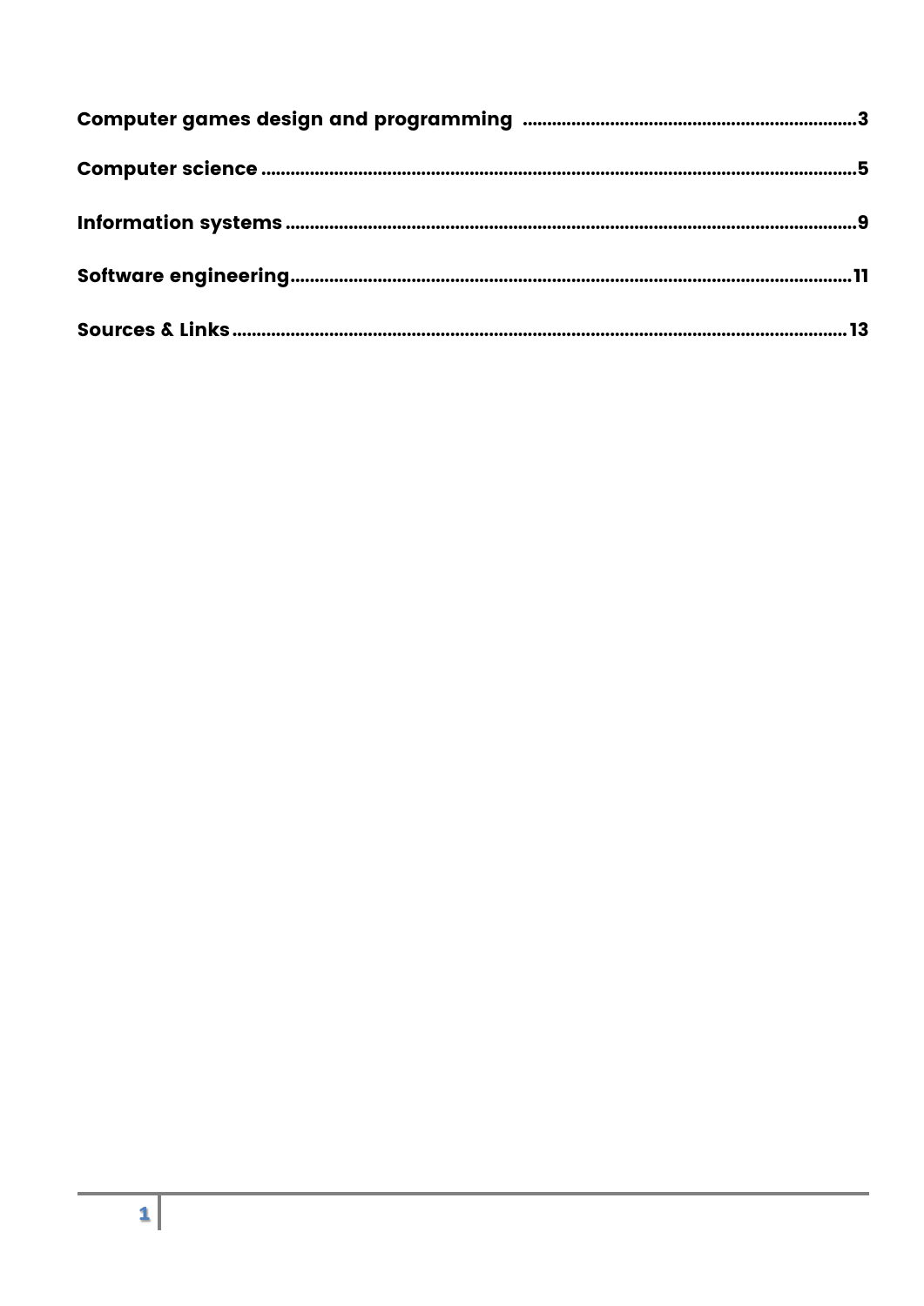Computer games design and programming ...................................................................3

Computer science ...........................................................................................................5

Information systems .......................................................................................................9

Software engineering......................................................................................................11

Sources & Links...............................................................................................................13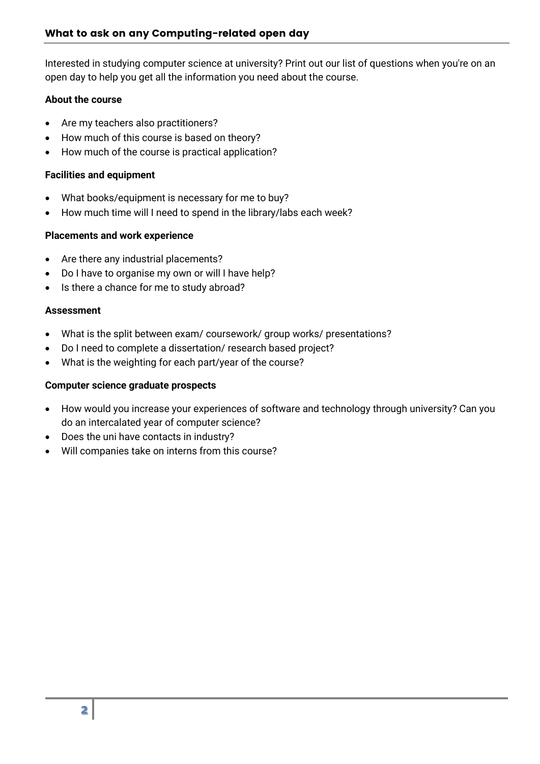## What to ask on any Computing-related open day

Interested in studying computer science at university? Print out our list of questions when you're on an open day to help you get all the information you need about the course.

**About the course**

- Are my teachers also practitioners?
- How much of this course is based on theory?
- How much of the course is practical application?

**Facilities and equipment**

- What books/equipment is necessary for me to buy?
- How much time will I need to spend in the library/labs each week?

**Placements and work experience**

- Are there any industrial placements?
- Do I have to organise my own or will I have help?
- Is there a chance for me to study abroad?

**Assessment**

- What is the split between exam/ coursework/ group works/ presentations?
- Do I need to complete a dissertation/ research based project?
- What is the weighting for each part/year of the course?

**Computer science graduate prospects**

- How would you increase your experiences of software and technology through university? Can you do an intercalated year of computer science?
- Does the uni have contacts in industry?
- Will companies take on interns from this course?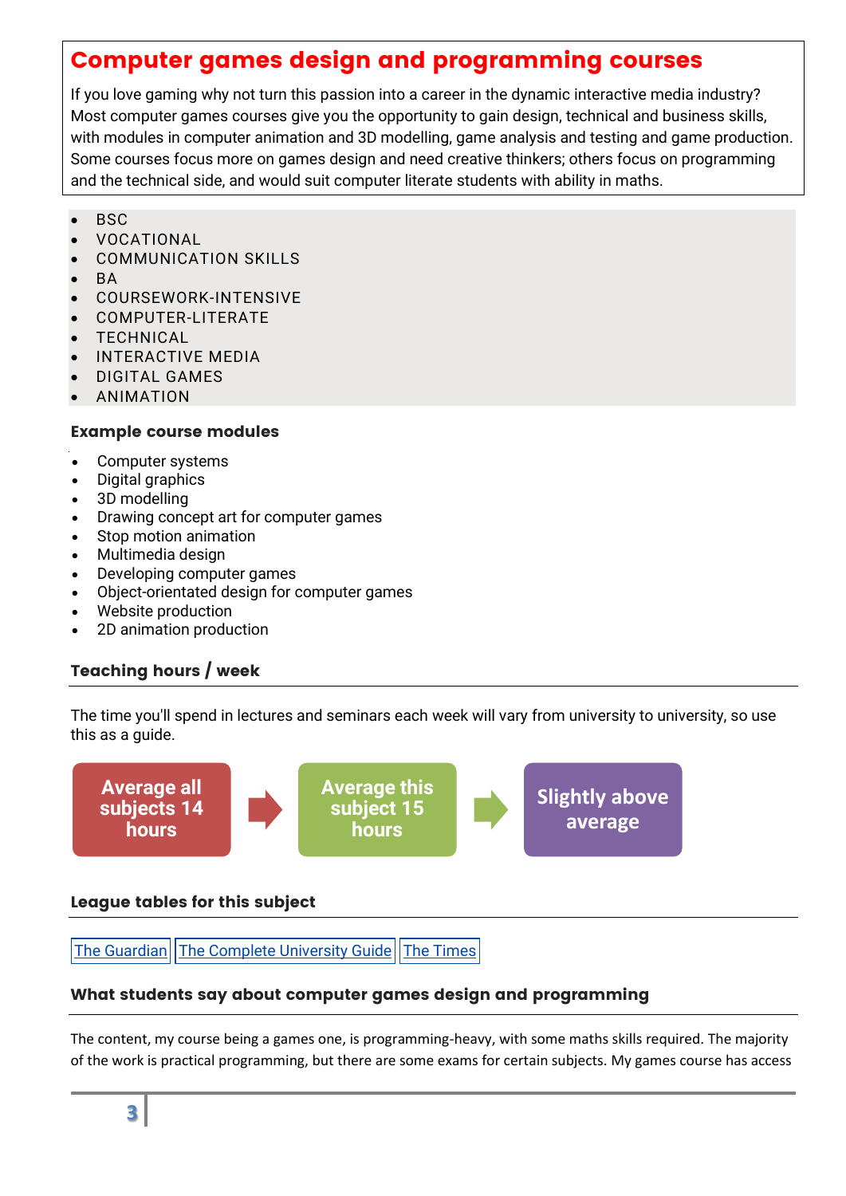## Computer games design and programming courses

If you love gaming why not turn this passion into a career in the dynamic interactive media industry? Most computer games courses give you the opportunity to gain design, technical and business skills, with modules in computer animation and 3D modelling, game analysis and testing and game production. Some courses focus more on games design and need creative thinkers; others focus on programming and the technical side, and would suit computer literate students with ability in maths.

- BSC
- VOCATIONAL
- COMMUNICATION SKILLS
- BA
- COURSEWORK-INTENSIVE
- COMPUTER-LITERATE
- TECHNICAL
- INTERACTIVE MEDIA
- DIGITAL GAMES
- ANIMATION

### Example course modules

- Computer systems
- Digital graphics
- 3D modelling
- Drawing concept art for computer games
- Stop motion animation
- Multimedia design
- Developing computer games
- Object-orientated design for computer games
- Website production
- 2D animation production

### Teaching hours / week

The time you'll spend in lectures and seminars each week will vary from university to university, so use this as a guide.

Average all subjects 14 hours → Average this subject 15 hours → Slightly above average

### League tables for this subject

[The Guardian] [The Complete University Guide] [The Times]

### What students say about computer games design and programming

The content, my course being a games one, is programming-heavy, with some maths skills required. The majority of the work is practical programming, but there are some exams for certain subjects. My games course has access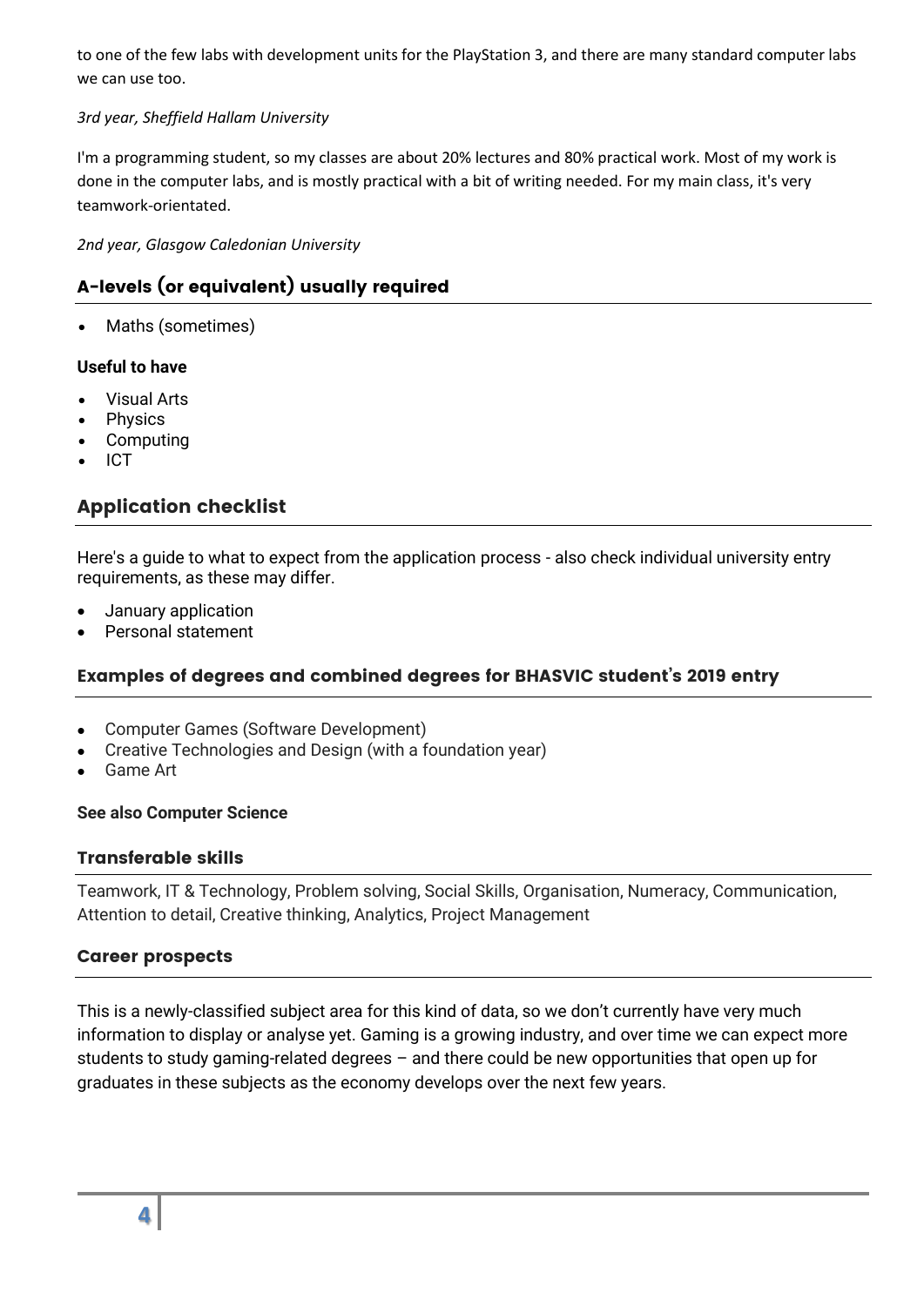to one of the few labs with development units for the PlayStation 3, and there are many standard computer labs we can use too.

*3rd year, Sheffield Hallam University*

I'm a programming student, so my classes are about 20% lectures and 80% practical work. Most of my work is done in the computer labs, and is mostly practical with a bit of writing needed. For my main class, it's very teamwork-orientated.

*2nd year, Glasgow Caledonian University*

## A-levels (or equivalent) usually required

- Maths (sometimes)

**Useful to have**

- Visual Arts
- Physics
- Computing
- ICT

## Application checklist

Here's a guide to what to expect from the application process - also check individual university entry requirements, as these may differ.

- January application
- Personal statement

### Examples of degrees and combined degrees for BHASVIC student's 2019 entry

- Computer Games (Software Development)
- Creative Technologies and Design (with a foundation year)
- Game Art

**See also Computer Science**

### Transferable skills

Teamwork, IT & Technology, Problem solving, Social Skills, Organisation, Numeracy, Communication, Attention to detail, Creative thinking, Analytics, Project Management

### Career prospects

This is a newly-classified subject area for this kind of data, so we don't currently have very much information to display or analyse yet. Gaming is a growing industry, and over time we can expect more students to study gaming-related degrees – and there could be new opportunities that open up for graduates in these subjects as the economy develops over the next few years.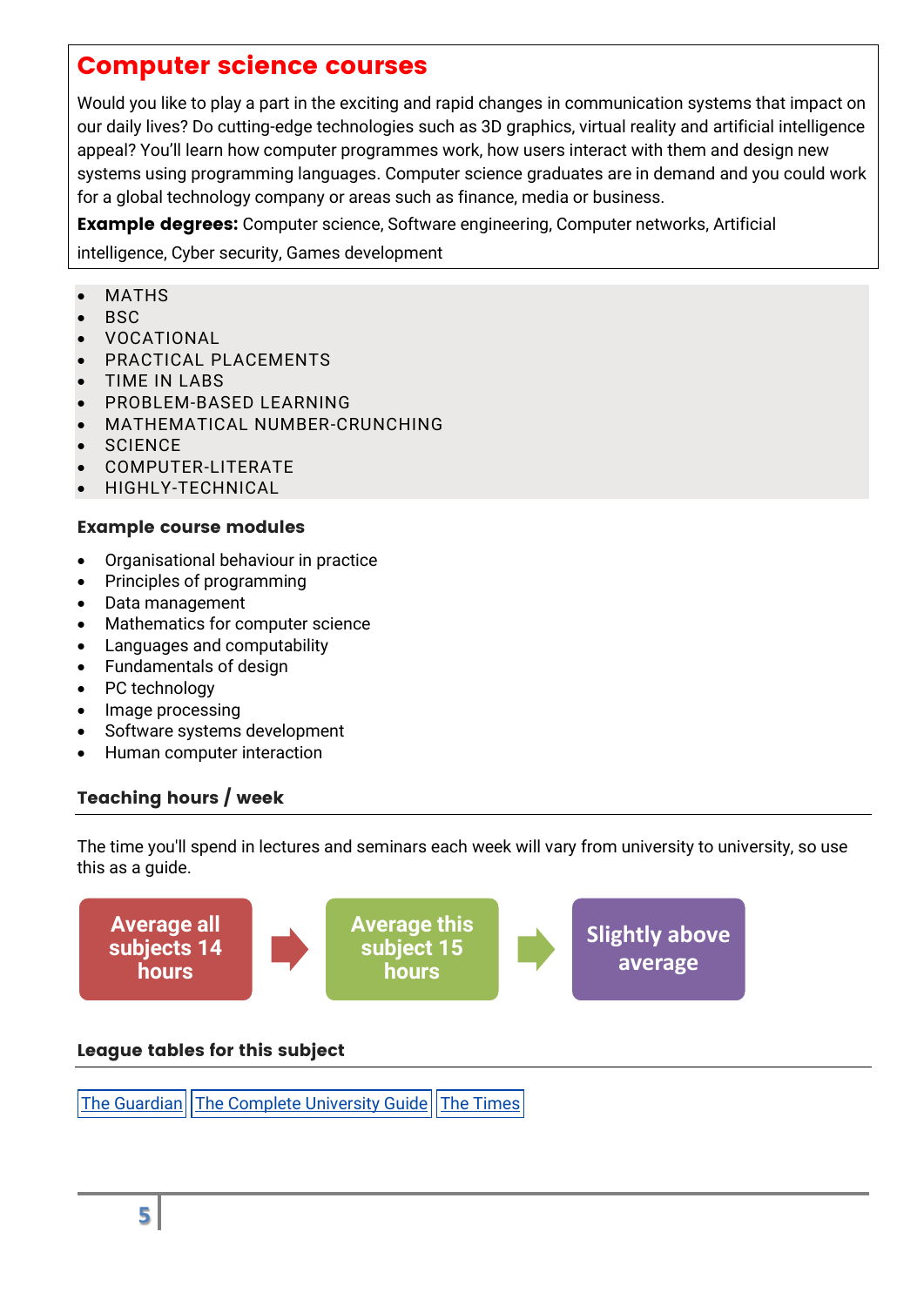## Computer science courses

Would you like to play a part in the exciting and rapid changes in communication systems that impact on our daily lives? Do cutting-edge technologies such as 3D graphics, virtual reality and artificial intelligence appeal? You'll learn how computer programmes work, how users interact with them and design new systems using programming languages. Computer science graduates are in demand and you could work for a global technology company or areas such as finance, media or business.

**Example degrees:** Computer science, Software engineering, Computer networks, Artificial intelligence, Cyber security, Games development

- MATHS
- BSC
- VOCATIONAL
- PRACTICAL PLACEMENTS
- TIME IN LABS
- PROBLEM-BASED LEARNING
- MATHEMATICAL NUMBER-CRUNCHING
- SCIENCE
- COMPUTER-LITERATE
- HIGHLY-TECHNICAL

### Example course modules

- Organisational behaviour in practice
- Principles of programming
- Data management
- Mathematics for computer science
- Languages and computability
- Fundamentals of design
- PC technology
- Image processing
- Software systems development
- Human computer interaction

### Teaching hours / week

The time you'll spend in lectures and seminars each week will vary from university to university, so use this as a guide.

Average all subjects 14 hours → Average this subject 15 hours → Slightly above average

### League tables for this subject

The Guardian | The Complete University Guide | The Times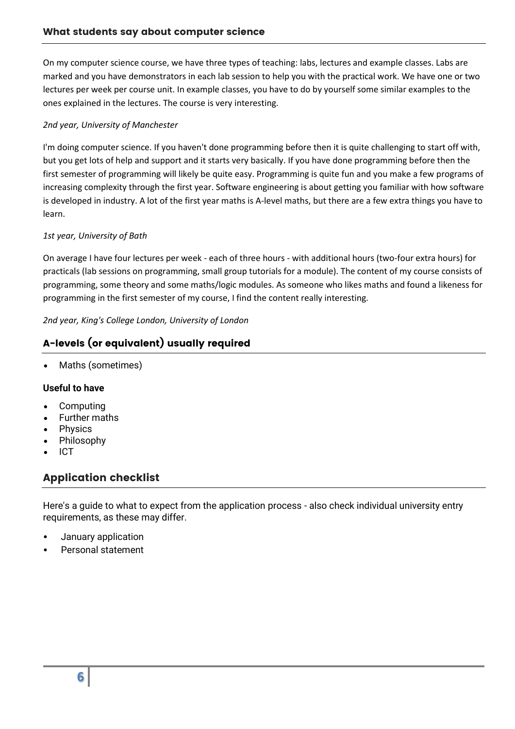## What students say about computer science

On my computer science course, we have three types of teaching: labs, lectures and example classes. Labs are marked and you have demonstrators in each lab session to help you with the practical work. We have one or two lectures per week per course unit. In example classes, you have to do by yourself some similar examples to the ones explained in the lectures. The course is very interesting.

*2nd year, University of Manchester*

I'm doing computer science. If you haven't done programming before then it is quite challenging to start off with, but you get lots of help and support and it starts very basically. If you have done programming before then the first semester of programming will likely be quite easy. Programming is quite fun and you make a few programs of increasing complexity through the first year. Software engineering is about getting you familiar with how software is developed in industry. A lot of the first year maths is A-level maths, but there are a few extra things you have to learn.

*1st year, University of Bath*

On average I have four lectures per week - each of three hours - with additional hours (two-four extra hours) for practicals (lab sessions on programming, small group tutorials for a module). The content of my course consists of programming, some theory and some maths/logic modules. As someone who likes maths and found a likeness for programming in the first semester of my course, I find the content really interesting.

*2nd year, King's College London, University of London*

## A-levels (or equivalent) usually required

- Maths (sometimes)

**Useful to have**

- Computing
- Further maths
- Physics
- Philosophy
- ICT

## Application checklist

Here's a guide to what to expect from the application process - also check individual university entry requirements, as these may differ.

- January application
- Personal statement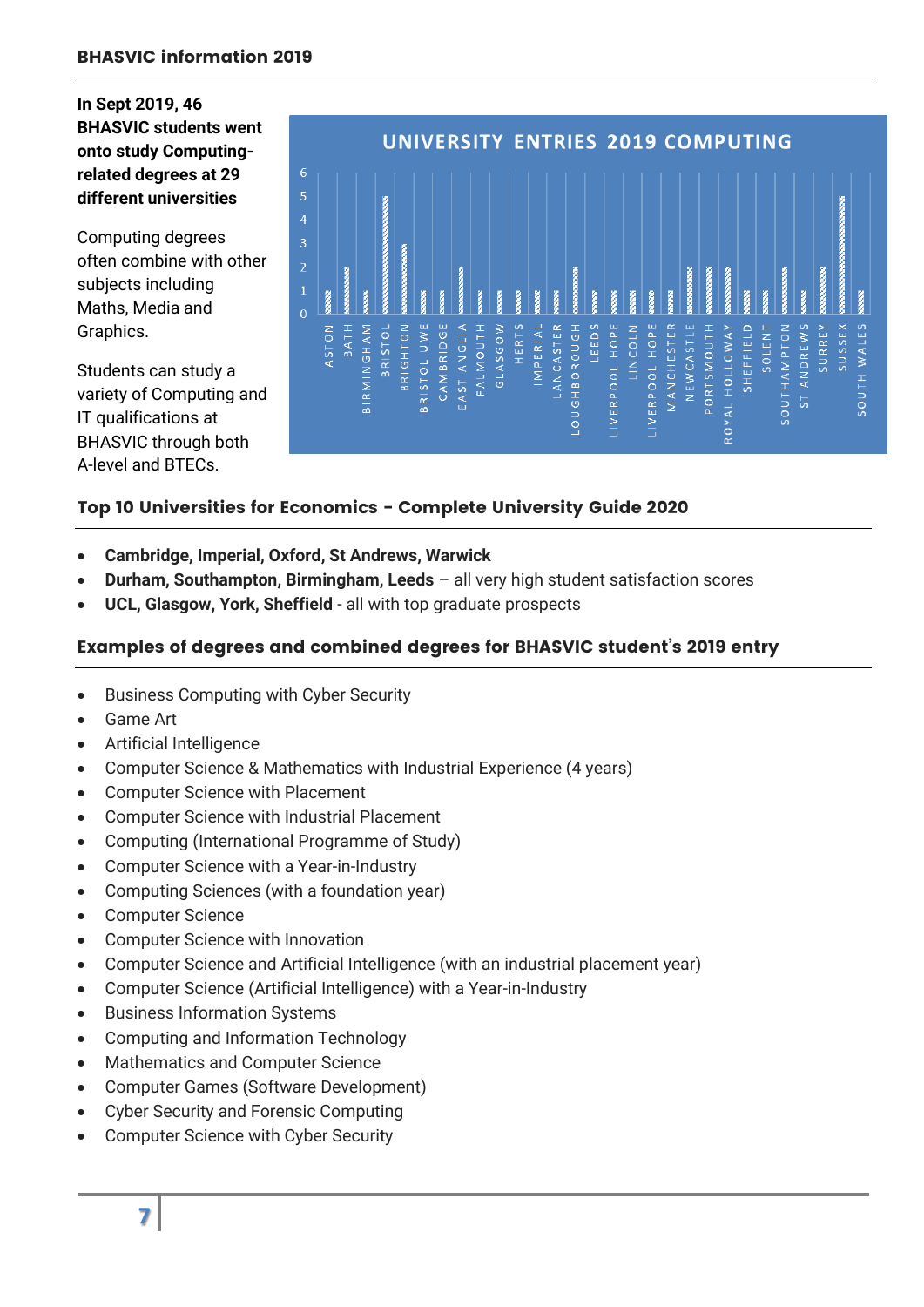**In Sept 2019, 46 BHASVIC students went onto study Computing-related degrees at 29 different universities**

Computing degrees often combine with other subjects including Maths, Media and Graphics.

Students can study a variety of Computing and IT qualifications at BHASVIC through both A-level and BTECs.

**UNIVERSITY ENTRIES 2019 COMPUTING**

| University | Entries |
|---|---|
| Aston | 1 |
| Bath | 2 |
| Birmingham | 1 |
| Bristol | 5 |
| Brighton | 3 |
| Bristol UWE | 1 |
| Cambridge | 1 |
| East Anglia | 2 |
| Falmouth | 1 |
| Glasgow | 1 |
| Herts | 1 |
| Imperial | 1 |
| Lancaster | 1 |
| Loughborough | 2 |
| Leeds | 1 |
| Liverpool Hope | 1 |
| Lincoln | 1 |
| Liverpool Hope | 1 |
| Manchester | 1 |
| Newcastle | 2 |
| Portsmouth | 2 |
| Royal Holloway | 2 |
| Sheffield | 1 |
| Solent | 1 |
| Southampton | 2 |
| St Andrews | 1 |
| Surrey | 2 |
| Sussex | 5 |
| South Wales | 1 |

## Top 10 Universities for Economics - Complete University Guide 2020

- **Cambridge, Imperial, Oxford, St Andrews, Warwick**
- **Durham, Southampton, Birmingham, Leeds** – all very high student satisfaction scores
- **UCL, Glasgow, York, Sheffield** - all with top graduate prospects

## Examples of degrees and combined degrees for BHASVIC student's 2019 entry

- Business Computing with Cyber Security
- Game Art
- Artificial Intelligence
- Computer Science & Mathematics with Industrial Experience (4 years)
- Computer Science with Placement
- Computer Science with Industrial Placement
- Computing (International Programme of Study)
- Computer Science with a Year-in-Industry
- Computing Sciences (with a foundation year)
- Computer Science
- Computer Science with Innovation
- Computer Science and Artificial Intelligence (with an industrial placement year)
- Computer Science (Artificial Intelligence) with a Year-in-Industry
- Business Information Systems
- Computing and Information Technology
- Mathematics and Computer Science
- Computer Games (Software Development)
- Cyber Security and Forensic Computing
- Computer Science with Cyber Security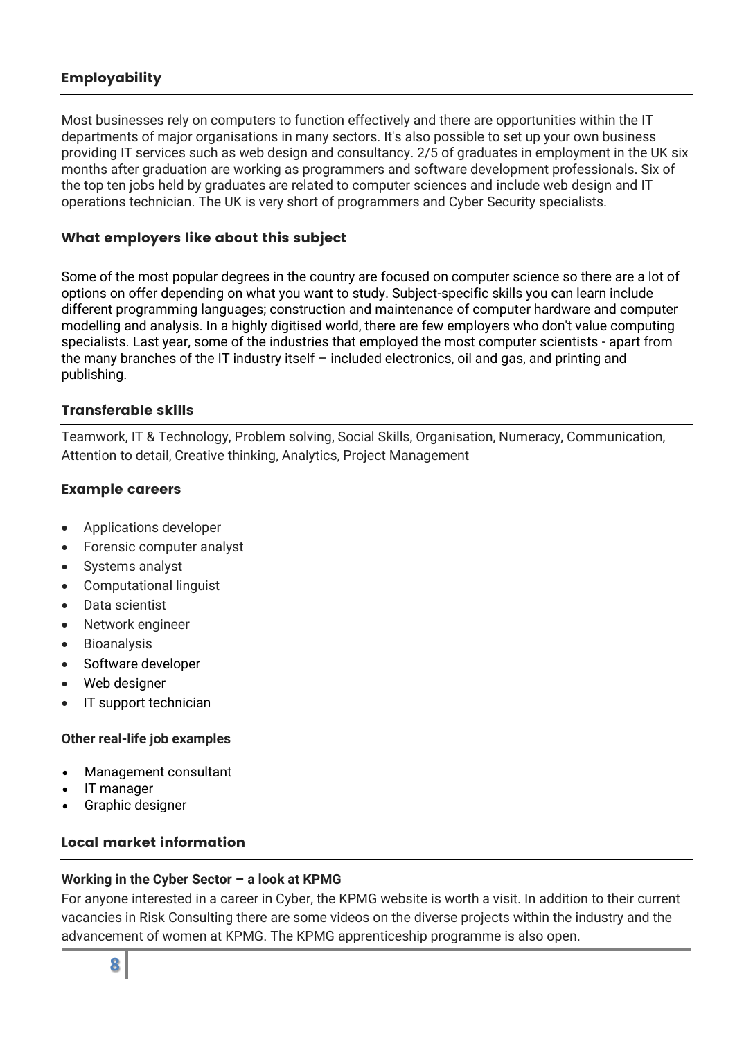## Employability

Most businesses rely on computers to function effectively and there are opportunities within the IT departments of major organisations in many sectors. It's also possible to set up your own business providing IT services such as web design and consultancy. 2/5 of graduates in employment in the UK six months after graduation are working as programmers and software development professionals. Six of the top ten jobs held by graduates are related to computer sciences and include web design and IT operations technician. The UK is very short of programmers and Cyber Security specialists.

## What employers like about this subject

Some of the most popular degrees in the country are focused on computer science so there are a lot of options on offer depending on what you want to study. Subject-specific skills you can learn include different programming languages; construction and maintenance of computer hardware and computer modelling and analysis. In a highly digitised world, there are few employers who don't value computing specialists. Last year, some of the industries that employed the most computer scientists - apart from the many branches of the IT industry itself – included electronics, oil and gas, and printing and publishing.

## Transferable skills

Teamwork, IT & Technology, Problem solving, Social Skills, Organisation, Numeracy, Communication, Attention to detail, Creative thinking, Analytics, Project Management

## Example careers

- Applications developer
- Forensic computer analyst
- Systems analyst
- Computational linguist
- Data scientist
- Network engineer
- Bioanalysis
- Software developer
- Web designer
- IT support technician

**Other real-life job examples**

- Management consultant
- IT manager
- Graphic designer

## Local market information

**Working in the Cyber Sector – a look at KPMG**

For anyone interested in a career in Cyber, the KPMG website is worth a visit. In addition to their current vacancies in Risk Consulting there are some videos on the diverse projects within the industry and the advancement of women at KPMG. The KPMG apprenticeship programme is also open.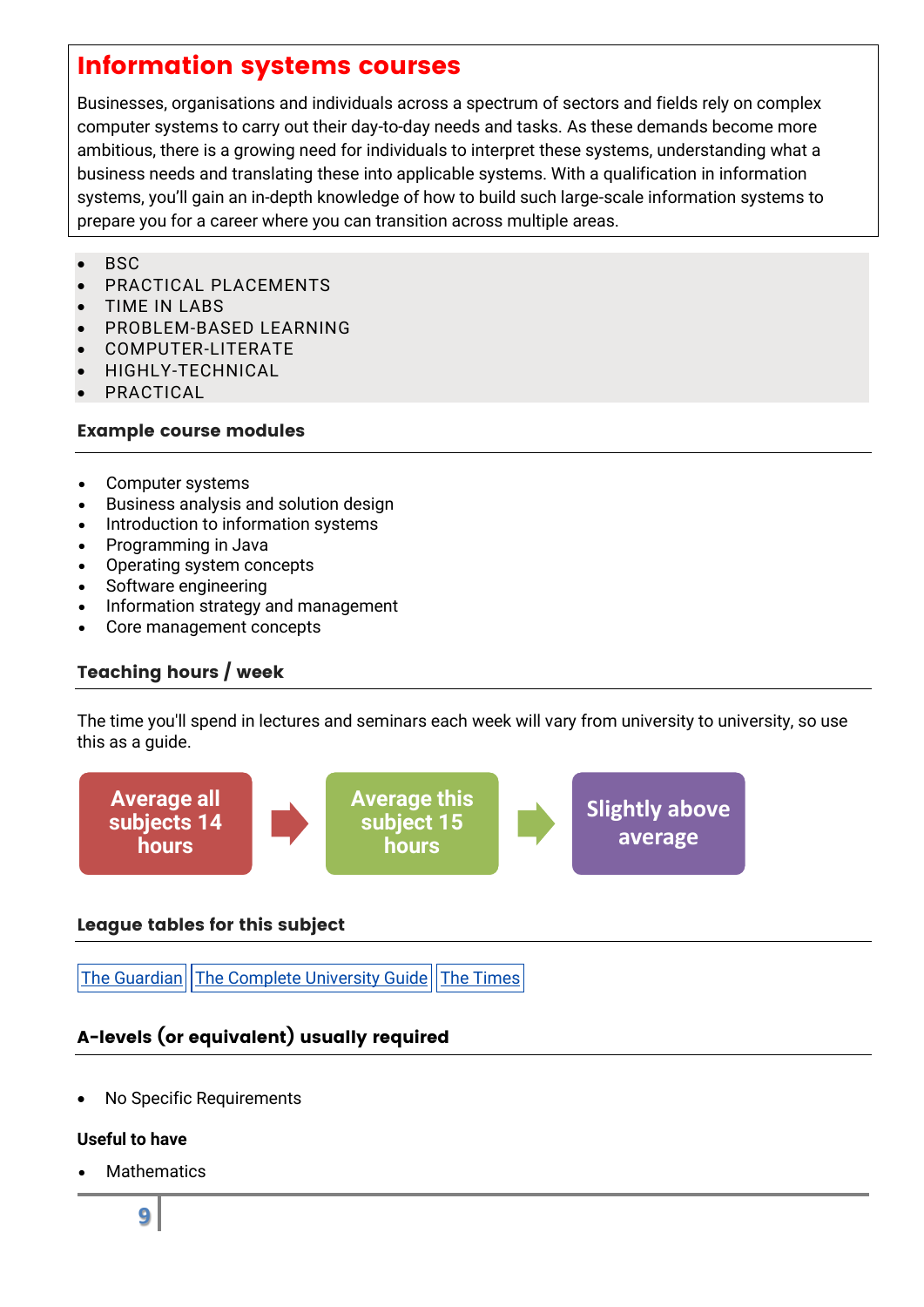## Information systems courses

Businesses, organisations and individuals across a spectrum of sectors and fields rely on complex computer systems to carry out their day-to-day needs and tasks. As these demands become more ambitious, there is a growing need for individuals to interpret these systems, understanding what a business needs and translating these into applicable systems. With a qualification in information systems, you'll gain an in-depth knowledge of how to build such large-scale information systems to prepare you for a career where you can transition across multiple areas.

- BSC
- PRACTICAL PLACEMENTS
- TIME IN LABS
- PROBLEM-BASED LEARNING
- COMPUTER-LITERATE
- HIGHLY-TECHNICAL
- PRACTICAL

### Example course modules

- Computer systems
- Business analysis and solution design
- Introduction to information systems
- Programming in Java
- Operating system concepts
- Software engineering
- Information strategy and management
- Core management concepts

### Teaching hours / week

The time you'll spend in lectures and seminars each week will vary from university to university, so use this as a guide.

Average all subjects 14 hours → Average this subject 15 hours → Slightly above average

### League tables for this subject

[The Guardian] [The Complete University Guide] [The Times]

### A-levels (or equivalent) usually required

- No Specific Requirements

**Useful to have**

- Mathematics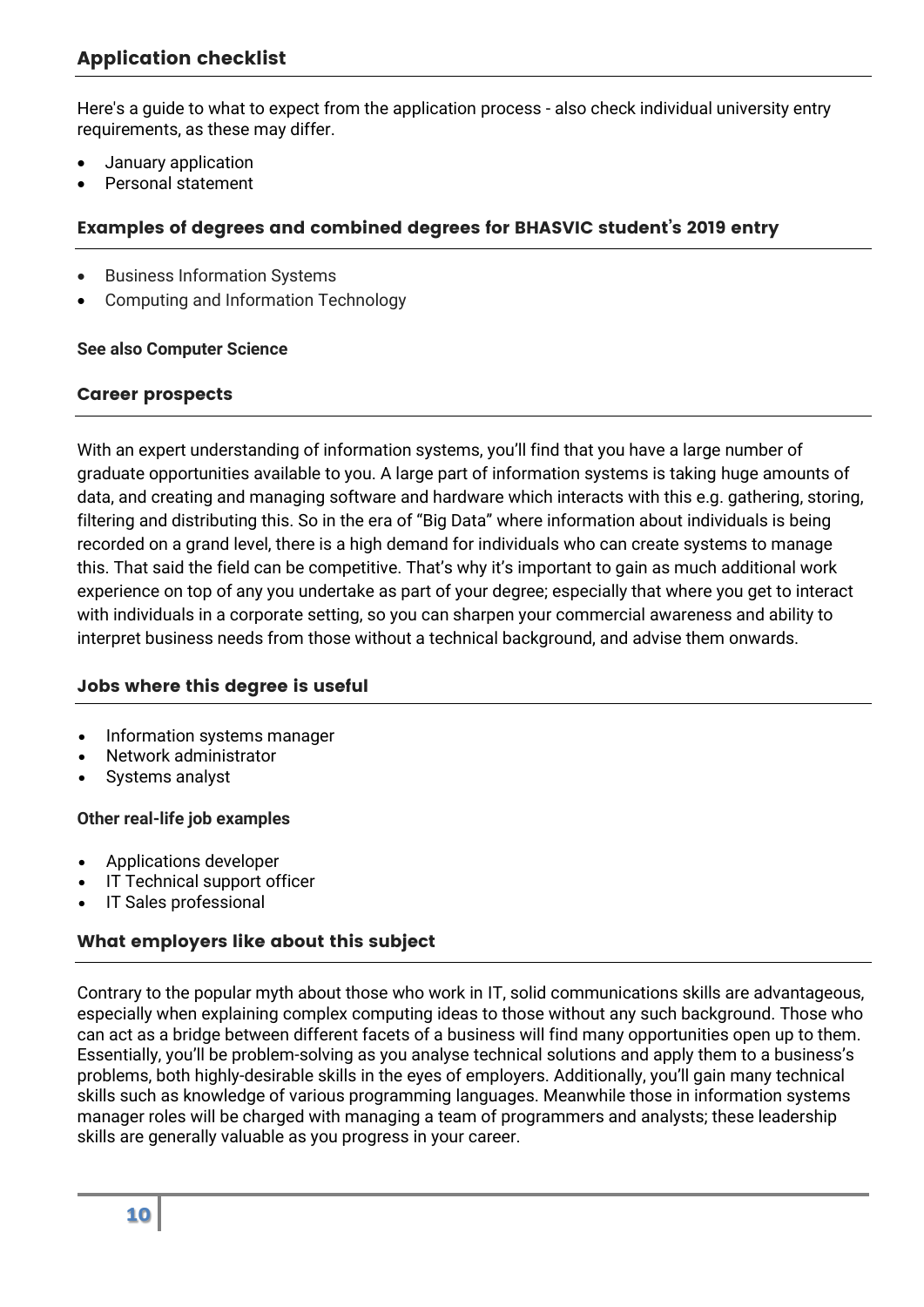## Application checklist

Here's a guide to what to expect from the application process - also check individual university entry requirements, as these may differ.

- January application
- Personal statement

## Examples of degrees and combined degrees for BHASVIC student's 2019 entry

- Business Information Systems
- Computing and Information Technology

**See also Computer Science**

## Career prospects

With an expert understanding of information systems, you'll find that you have a large number of graduate opportunities available to you. A large part of information systems is taking huge amounts of data, and creating and managing software and hardware which interacts with this e.g. gathering, storing, filtering and distributing this. So in the era of "Big Data" where information about individuals is being recorded on a grand level, there is a high demand for individuals who can create systems to manage this. That said the field can be competitive. That's why it's important to gain as much additional work experience on top of any you undertake as part of your degree; especially that where you get to interact with individuals in a corporate setting, so you can sharpen your commercial awareness and ability to interpret business needs from those without a technical background, and advise them onwards.

## Jobs where this degree is useful

- Information systems manager
- Network administrator
- Systems analyst

**Other real-life job examples**

- Applications developer
- IT Technical support officer
- IT Sales professional

## What employers like about this subject

Contrary to the popular myth about those who work in IT, solid communications skills are advantageous, especially when explaining complex computing ideas to those without any such background. Those who can act as a bridge between different facets of a business will find many opportunities open up to them. Essentially, you'll be problem-solving as you analyse technical solutions and apply them to a business's problems, both highly-desirable skills in the eyes of employers. Additionally, you'll gain many technical skills such as knowledge of various programming languages. Meanwhile those in information systems manager roles will be charged with managing a team of programmers and analysts; these leadership skills are generally valuable as you progress in your career.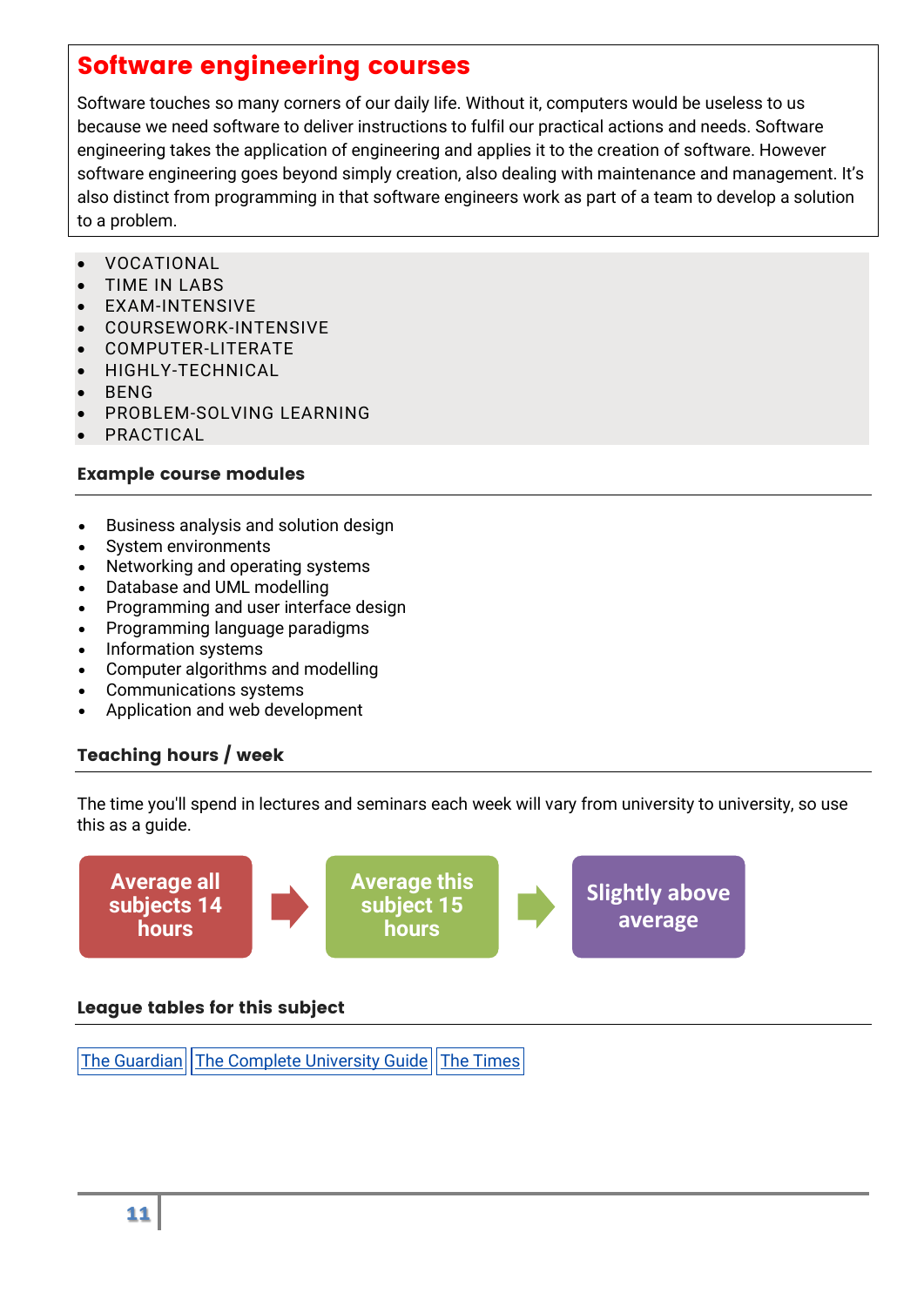## Software engineering courses

Software touches so many corners of our daily life. Without it, computers would be useless to us because we need software to deliver instructions to fulfil our practical actions and needs. Software engineering takes the application of engineering and applies it to the creation of software. However software engineering goes beyond simply creation, also dealing with maintenance and management. It's also distinct from programming in that software engineers work as part of a team to develop a solution to a problem.

- VOCATIONAL
- TIME IN LABS
- EXAM-INTENSIVE
- COURSEWORK-INTENSIVE
- COMPUTER-LITERATE
- HIGHLY-TECHNICAL
- BENG
- PROBLEM-SOLVING LEARNING
- PRACTICAL

### Example course modules

- Business analysis and solution design
- System environments
- Networking and operating systems
- Database and UML modelling
- Programming and user interface design
- Programming language paradigms
- Information systems
- Computer algorithms and modelling
- Communications systems
- Application and web development

### Teaching hours / week

The time you'll spend in lectures and seminars each week will vary from university to university, so use this as a guide.

Average all subjects 14 hours → Average this subject 15 hours → Slightly above average

### League tables for this subject

The Guardian | The Complete University Guide | The Times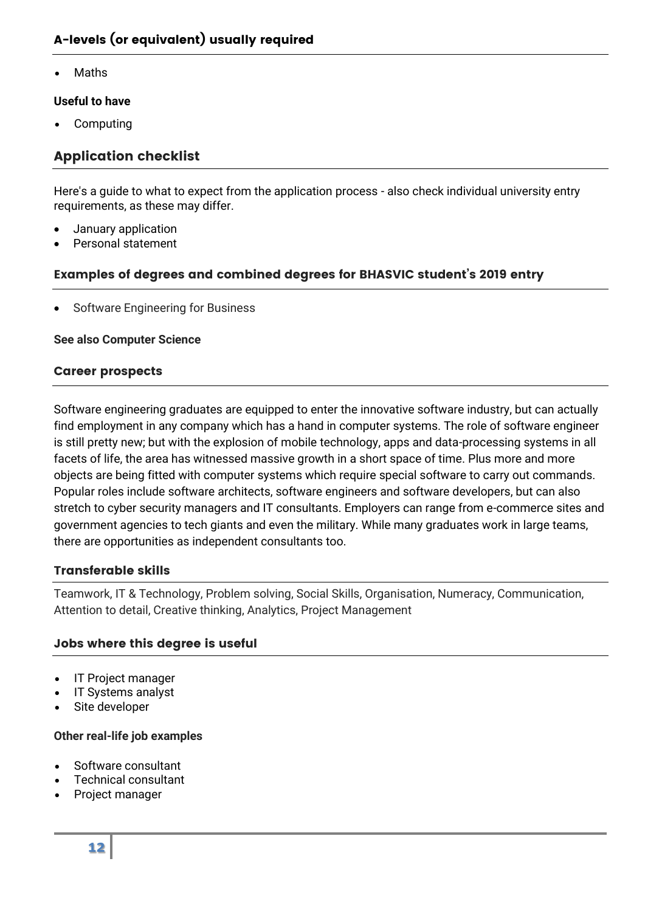## A-levels (or equivalent) usually required

- Maths

**Useful to have**

- Computing

## Application checklist

Here's a guide to what to expect from the application process - also check individual university entry requirements, as these may differ.

- January application
- Personal statement

### Examples of degrees and combined degrees for BHASVIC student's 2019 entry

- Software Engineering for Business

**See also Computer Science**

### Career prospects

Software engineering graduates are equipped to enter the innovative software industry, but can actually find employment in any company which has a hand in computer systems. The role of software engineer is still pretty new; but with the explosion of mobile technology, apps and data-processing systems in all facets of life, the area has witnessed massive growth in a short space of time. Plus more and more objects are being fitted with computer systems which require special software to carry out commands. Popular roles include software architects, software engineers and software developers, but can also stretch to cyber security managers and IT consultants. Employers can range from e-commerce sites and government agencies to tech giants and even the military. While many graduates work in large teams, there are opportunities as independent consultants too.

### Transferable skills

Teamwork, IT & Technology, Problem solving, Social Skills, Organisation, Numeracy, Communication, Attention to detail, Creative thinking, Analytics, Project Management

### Jobs where this degree is useful

- IT Project manager
- IT Systems analyst
- Site developer

**Other real-life job examples**

- Software consultant
- Technical consultant
- Project manager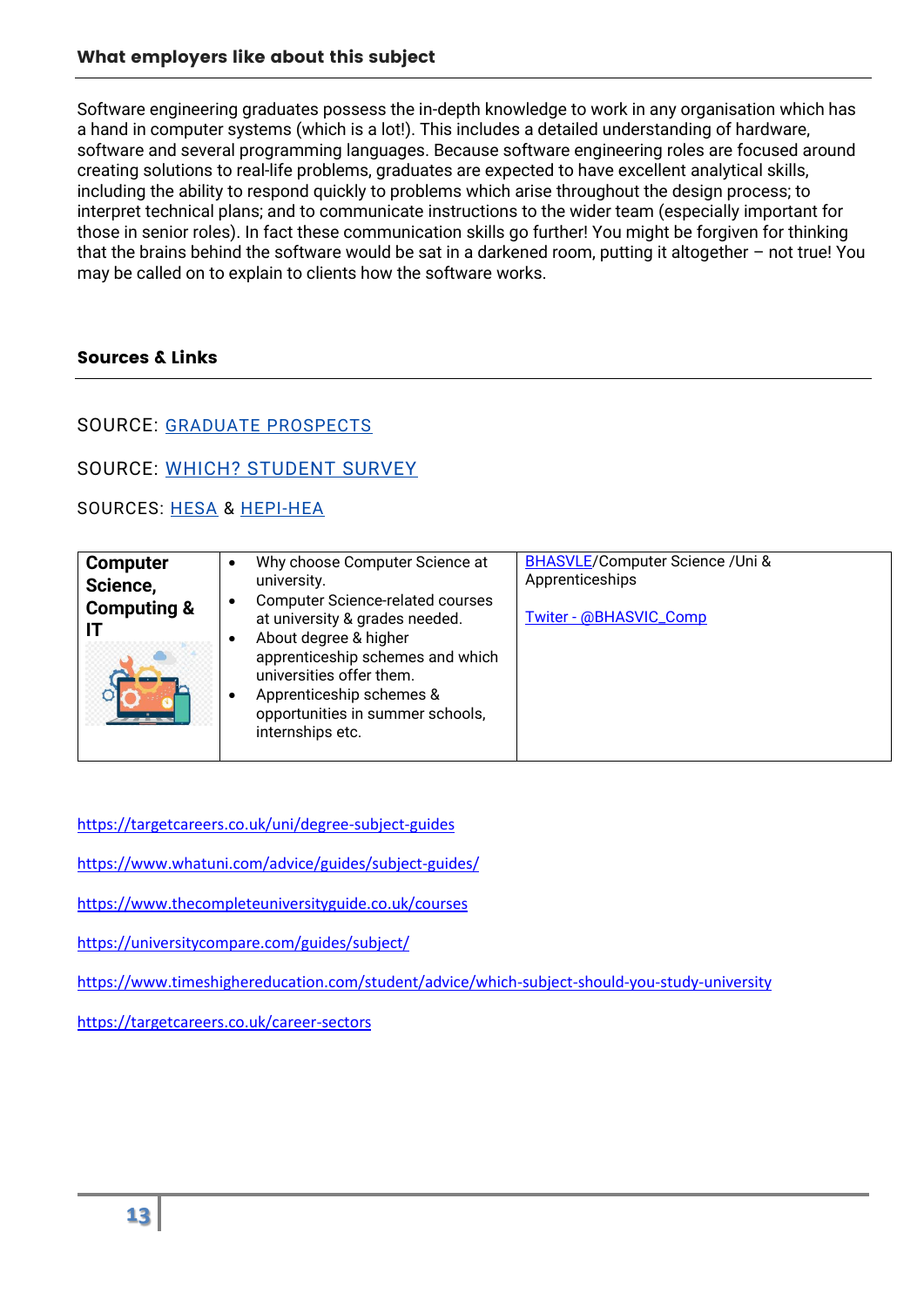**What employers like about this subject**

Software engineering graduates possess the in-depth knowledge to work in any organisation which has a hand in computer systems (which is a lot!). This includes a detailed understanding of hardware, software and several programming languages. Because software engineering roles are focused around creating solutions to real-life problems, graduates are expected to have excellent analytical skills, including the ability to respond quickly to problems which arise throughout the design process; to interpret technical plans; and to communicate instructions to the wider team (especially important for those in senior roles). In fact these communication skills go further! You might be forgiven for thinking that the brains behind the software would be sat in a darkened room, putting it altogether – not true! You may be called on to explain to clients how the software works.

**Sources & Links**

SOURCE: GRADUATE PROSPECTS

SOURCE: WHICH? STUDENT SURVEY

SOURCES: HESA & HEPI-HEA

| | | |
|---|---|---|
| **Computer Science, Computing & IT** | • Why choose Computer Science at university.<br>• Computer Science-related courses at university & grades needed.<br>• About degree & higher apprenticeship schemes and which universities offer them.<br>• Apprenticeship schemes & opportunities in summer schools, internships etc. | BHASVLE/Computer Science /Uni & Apprenticeships<br><br>Twiter - @BHASVIC_Comp |

https://targetcareers.co.uk/uni/degree-subject-guides

https://www.whatuni.com/advice/guides/subject-guides/

https://www.thecompleteuniversityguide.co.uk/courses

https://universitycompare.com/guides/subject/

https://www.timeshighereducation.com/student/advice/which-subject-should-you-study-university

https://targetcareers.co.uk/career-sectors